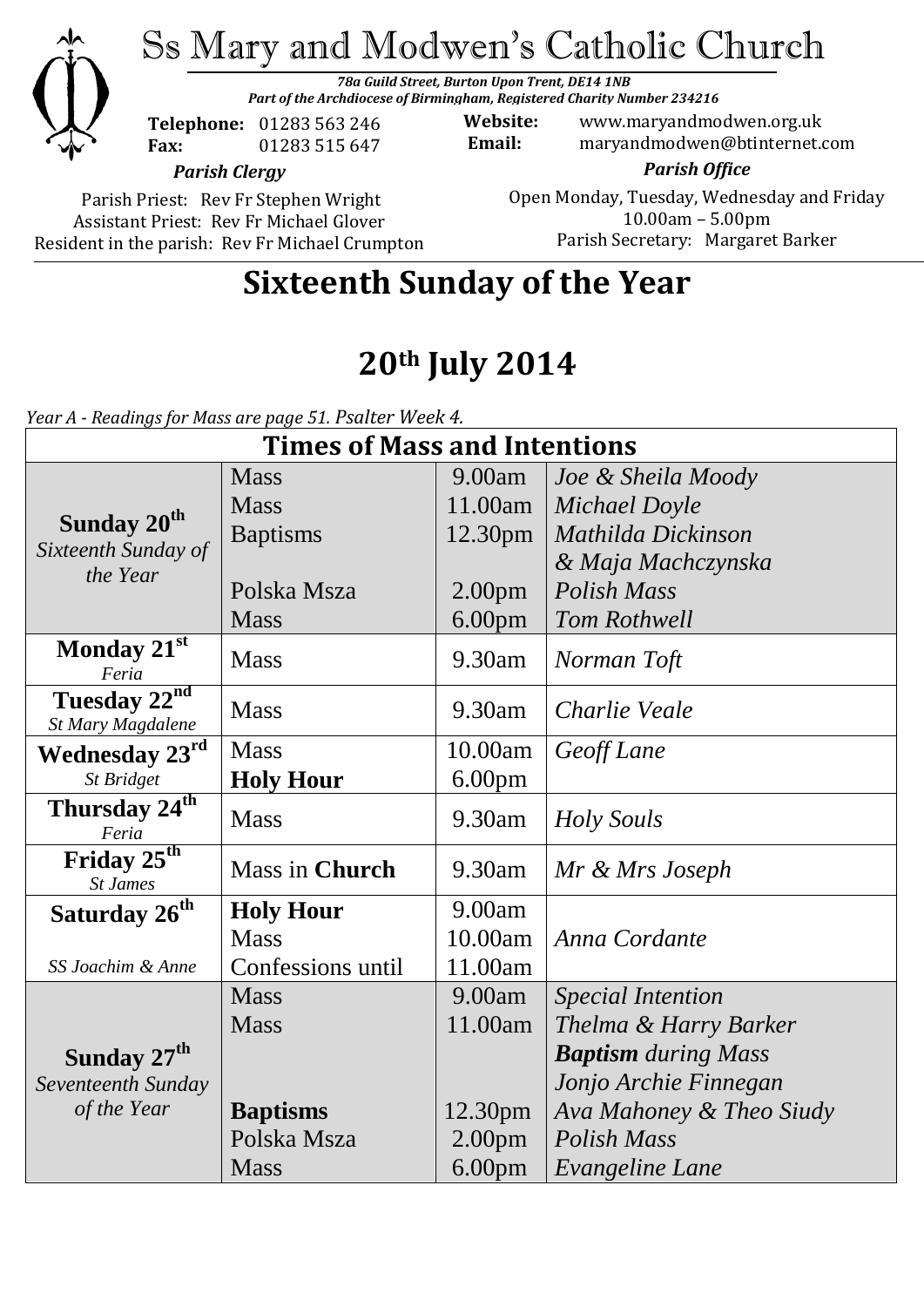# Ss Mary and Modwen's Catholic Church

***78a Guild Street, Burton Upon Trent, DE14 1NB***
***Part of the Archdiocese of Birmingham, Registered Charity Number 234216***

**Telephone:** 01283 563 246
**Fax:** 01283 515 647

**Website:** www.maryandmodwen.org.uk
**Email:** maryandmodwen@btinternet.com

***Parish Clergy***

Parish Priest: Rev Fr Stephen Wright
Assistant Priest: Rev Fr Michael Glover
Resident in the parish: Rev Fr Michael Crumpton

***Parish Office***

Open Monday, Tuesday, Wednesday and Friday
10.00am – 5.00pm
Parish Secretary: Margaret Barker

# Sixteenth Sunday of the Year

# 20th July 2014

*Year A - Readings for Mass are page 51. Psalter Week 4.*

| Times of Mass and Intentions | | | |
|---|---|---|---|
| **Sunday 20th** *Sixteenth Sunday of the Year* | Mass | 9.00am | *Joe & Sheila Moody* |
| | Mass | 11.00am | *Michael Doyle* |
| | Baptisms | 12.30pm | *Mathilda Dickinson & Maja Machczynska* |
| | Polska Msza | 2.00pm | *Polish Mass* |
| | Mass | 6.00pm | *Tom Rothwell* |
| **Monday 21st** *Feria* | Mass | 9.30am | *Norman Toft* |
| **Tuesday 22nd** *St Mary Magdalene* | Mass | 9.30am | *Charlie Veale* |
| **Wednesday 23rd** *St Bridget* | Mass | 10.00am | *Geoff Lane* |
| | **Holy Hour** | 6.00pm | |
| **Thursday 24th** *Feria* | Mass | 9.30am | *Holy Souls* |
| **Friday 25th** *St James* | Mass in **Church** | 9.30am | *Mr & Mrs Joseph* |
| **Saturday 26th** *SS Joachim & Anne* | **Holy Hour** | 9.00am | |
| | Mass | 10.00am | *Anna Cordante* |
| | Confessions until | 11.00am | |
| **Sunday 27th** *Seventeenth Sunday of the Year* | Mass | 9.00am | *Special Intention* |
| | Mass | 11.00am | *Thelma & Harry Barker* |
| | | | ***Baptism** during Mass* |
| | | | *Jonjo Archie Finnegan* |
| | **Baptisms** | 12.30pm | *Ava Mahoney & Theo Siudy* |
| | Polska Msza | 2.00pm | *Polish Mass* |
| | Mass | 6.00pm | *Evangeline Lane* |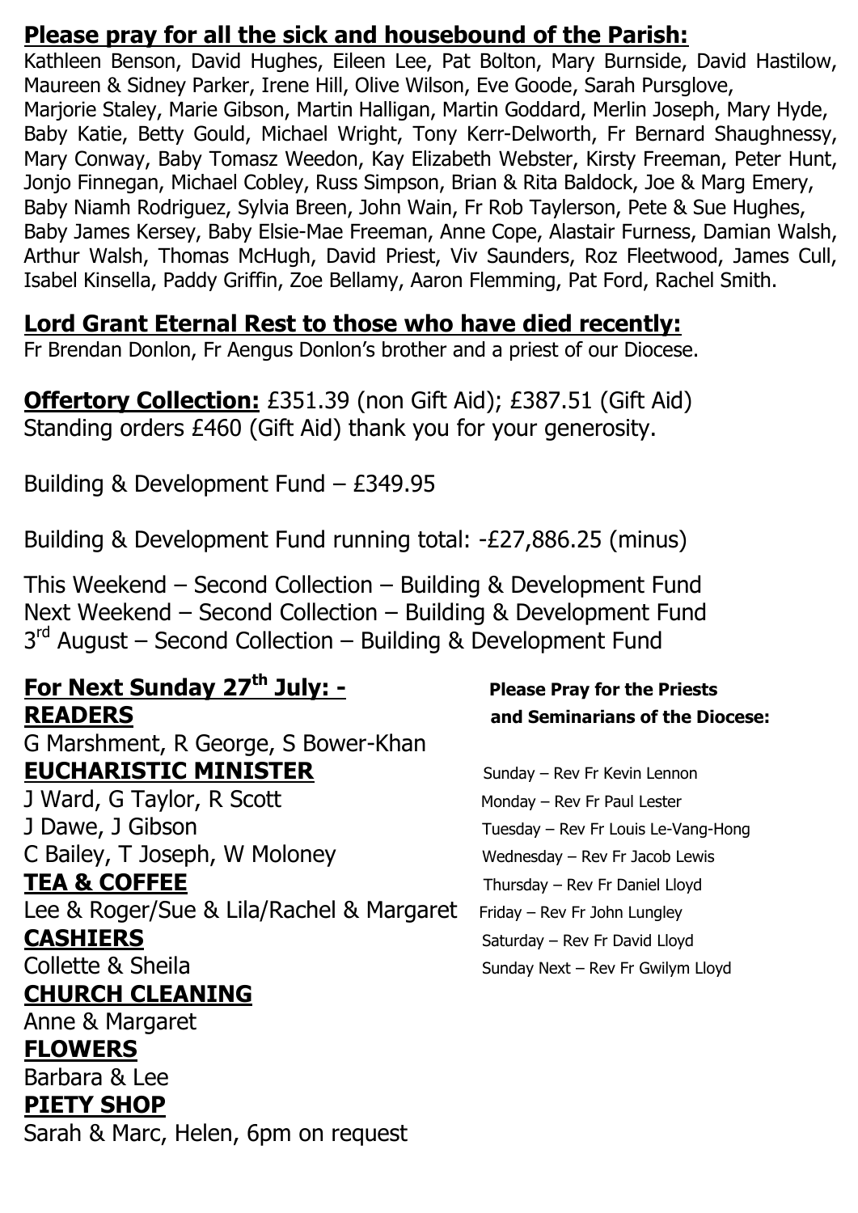## Please pray for all the sick and housebound of the Parish:

Kathleen Benson, David Hughes, Eileen Lee, Pat Bolton, Mary Burnside, David Hastilow, Maureen & Sidney Parker, Irene Hill, Olive Wilson, Eve Goode, Sarah Pursglove, Marjorie Staley, Marie Gibson, Martin Halligan, Martin Goddard, Merlin Joseph, Mary Hyde, Baby Katie, Betty Gould, Michael Wright, Tony Kerr-Delworth, Fr Bernard Shaughnessy, Mary Conway, Baby Tomasz Weedon, Kay Elizabeth Webster, Kirsty Freeman, Peter Hunt, Jonjo Finnegan, Michael Cobley, Russ Simpson, Brian & Rita Baldock, Joe & Marg Emery, Baby Niamh Rodriguez, Sylvia Breen, John Wain, Fr Rob Taylerson, Pete & Sue Hughes, Baby James Kersey, Baby Elsie-Mae Freeman, Anne Cope, Alastair Furness, Damian Walsh, Arthur Walsh, Thomas McHugh, David Priest, Viv Saunders, Roz Fleetwood, James Cull, Isabel Kinsella, Paddy Griffin, Zoe Bellamy, Aaron Flemming, Pat Ford, Rachel Smith.

## Lord Grant Eternal Rest to those who have died recently:

Fr Brendan Donlon, Fr Aengus Donlon's brother and a priest of our Diocese.

**Offertory Collection:** £351.39 (non Gift Aid); £387.51 (Gift Aid)
Standing orders £460 (Gift Aid) thank you for your generosity.

Building & Development Fund – £349.95

Building & Development Fund running total: -£27,886.25 (minus)

This Weekend – Second Collection – Building & Development Fund
Next Weekend – Second Collection – Building & Development Fund
3rd August – Second Collection – Building & Development Fund

## For Next Sunday 27th July: -

**READERS**
G Marshment, R George, S Bower-Khan

**EUCHARISTIC MINISTER**
J Ward, G Taylor, R Scott
J Dawe, J Gibson
C Bailey, T Joseph, W Moloney

**TEA & COFFEE**
Lee & Roger/Sue & Lila/Rachel & Margaret

**CASHIERS**
Collette & Sheila

**CHURCH CLEANING**
Anne & Margaret

**FLOWERS**
Barbara & Lee

**PIETY SHOP**
Sarah & Marc, Helen, 6pm on request

**Please Pray for the Priests and Seminarians of the Diocese:**

Sunday – Rev Fr Kevin Lennon
Monday – Rev Fr Paul Lester
Tuesday – Rev Fr Louis Le-Vang-Hong
Wednesday – Rev Fr Jacob Lewis
Thursday – Rev Fr Daniel Lloyd
Friday – Rev Fr John Lungley
Saturday – Rev Fr David Lloyd
Sunday Next – Rev Fr Gwilym Lloyd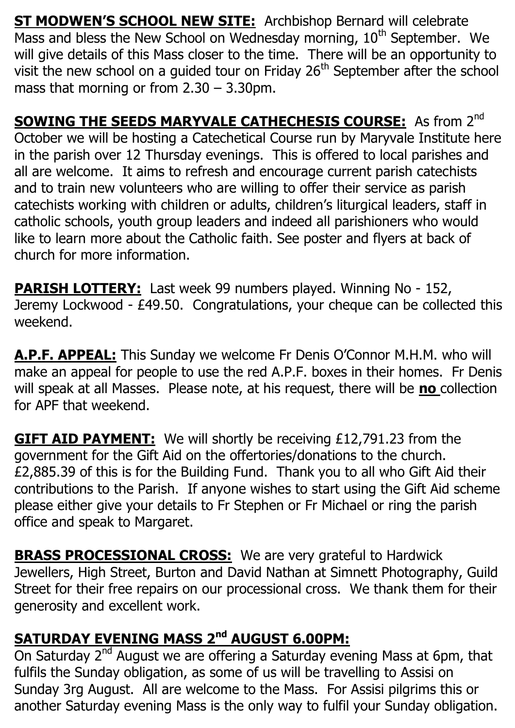**ST MODWEN'S SCHOOL NEW SITE:** Archbishop Bernard will celebrate Mass and bless the New School on Wednesday morning, 10th September. We will give details of this Mass closer to the time. There will be an opportunity to visit the new school on a guided tour on Friday 26th September after the school mass that morning or from 2.30 – 3.30pm.

**SOWING THE SEEDS MARYVALE CATHECHESIS COURSE:** As from 2nd October we will be hosting a Catechetical Course run by Maryvale Institute here in the parish over 12 Thursday evenings. This is offered to local parishes and all are welcome. It aims to refresh and encourage current parish catechists and to train new volunteers who are willing to offer their service as parish catechists working with children or adults, children's liturgical leaders, staff in catholic schools, youth group leaders and indeed all parishioners who would like to learn more about the Catholic faith. See poster and flyers at back of church for more information.

**PARISH LOTTERY:** Last week 99 numbers played. Winning No - 152, Jeremy Lockwood - £49.50. Congratulations, your cheque can be collected this weekend.

**A.P.F. APPEAL:** This Sunday we welcome Fr Denis O'Connor M.H.M. who will make an appeal for people to use the red A.P.F. boxes in their homes. Fr Denis will speak at all Masses. Please note, at his request, there will be **no** collection for APF that weekend.

**GIFT AID PAYMENT:** We will shortly be receiving £12,791.23 from the government for the Gift Aid on the offertories/donations to the church. £2,885.39 of this is for the Building Fund. Thank you to all who Gift Aid their contributions to the Parish. If anyone wishes to start using the Gift Aid scheme please either give your details to Fr Stephen or Fr Michael or ring the parish office and speak to Margaret.

**BRASS PROCESSIONAL CROSS:** We are very grateful to Hardwick Jewellers, High Street, Burton and David Nathan at Simnett Photography, Guild Street for their free repairs on our processional cross. We thank them for their generosity and excellent work.

**SATURDAY EVENING MASS 2nd AUGUST 6.00PM:**

On Saturday 2nd August we are offering a Saturday evening Mass at 6pm, that fulfils the Sunday obligation, as some of us will be travelling to Assisi on Sunday 3rg August. All are welcome to the Mass. For Assisi pilgrims this or another Saturday evening Mass is the only way to fulfil your Sunday obligation.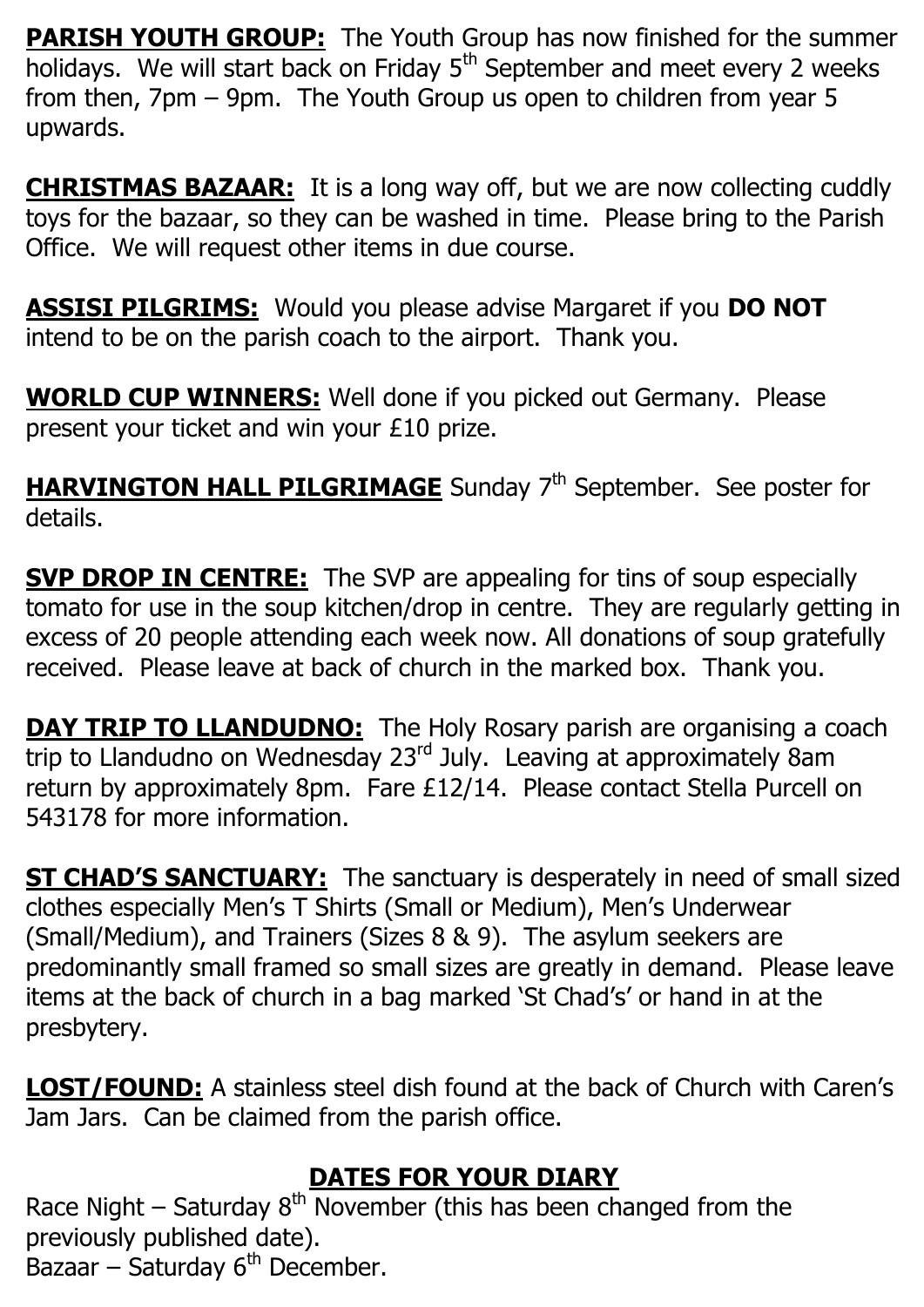**PARISH YOUTH GROUP:** The Youth Group has now finished for the summer holidays. We will start back on Friday 5th September and meet every 2 weeks from then, 7pm – 9pm. The Youth Group us open to children from year 5 upwards.

**CHRISTMAS BAZAAR:** It is a long way off, but we are now collecting cuddly toys for the bazaar, so they can be washed in time. Please bring to the Parish Office. We will request other items in due course.

**ASSISI PILGRIMS:** Would you please advise Margaret if you **DO NOT** intend to be on the parish coach to the airport. Thank you.

**WORLD CUP WINNERS:** Well done if you picked out Germany. Please present your ticket and win your £10 prize.

**HARVINGTON HALL PILGRIMAGE** Sunday 7th September. See poster for details.

**SVP DROP IN CENTRE:** The SVP are appealing for tins of soup especially tomato for use in the soup kitchen/drop in centre. They are regularly getting in excess of 20 people attending each week now. All donations of soup gratefully received. Please leave at back of church in the marked box. Thank you.

**DAY TRIP TO LLANDUDNO:** The Holy Rosary parish are organising a coach trip to Llandudno on Wednesday 23rd July. Leaving at approximately 8am return by approximately 8pm. Fare £12/14. Please contact Stella Purcell on 543178 for more information.

**ST CHAD'S SANCTUARY:** The sanctuary is desperately in need of small sized clothes especially Men's T Shirts (Small or Medium), Men's Underwear (Small/Medium), and Trainers (Sizes 8 & 9). The asylum seekers are predominantly small framed so small sizes are greatly in demand. Please leave items at the back of church in a bag marked 'St Chad's' or hand in at the presbytery.

**LOST/FOUND:** A stainless steel dish found at the back of Church with Caren's Jam Jars. Can be claimed from the parish office.

## DATES FOR YOUR DIARY

Race Night – Saturday 8th November (this has been changed from the previously published date).
Bazaar – Saturday 6th December.